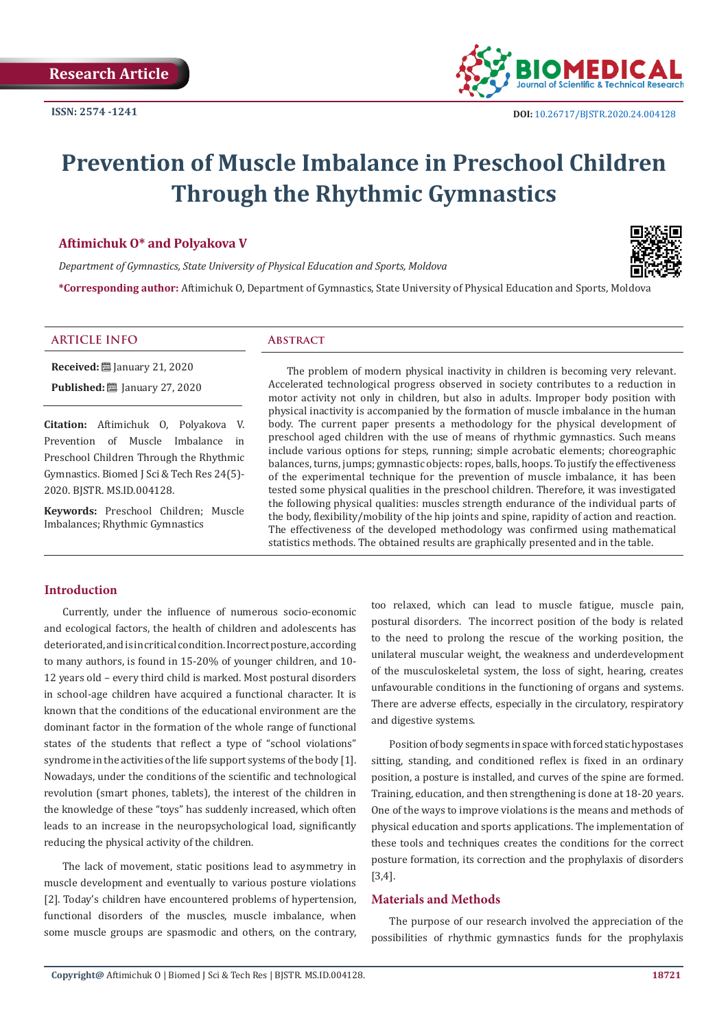Research Article

ISSN: 2574 -1241

DOI: 10.26717/BJSTR.2020.24.004128

# Prevention of Muscle Imbalance in Preschool Children Through the Rhythmic Gymnastics

**Aftimichuk O* and Polyakova V**

*Department of Gymnastics, State University of Physical Education and Sports, Moldova*

***Corresponding author:** Aftimichuk O, Department of Gymnastics, State University of Physical Education and Sports, Moldova

## ARTICLE INFO

**Received:** January 21, 2020

**Published:** January 27, 2020

**Citation:** Aftimichuk O, Polyakova V. Prevention of Muscle Imbalance in Preschool Children Through the Rhythmic Gymnastics. Biomed J Sci & Tech Res 24(5)-2020. BJSTR. MS.ID.004128.

**Keywords:** Preschool Children; Muscle Imbalances; Rhythmic Gymnastics

## Abstract

The problem of modern physical inactivity in children is becoming very relevant. Accelerated technological progress observed in society contributes to a reduction in motor activity not only in children, but also in adults. Improper body position with physical inactivity is accompanied by the formation of muscle imbalance in the human body. The current paper presents a methodology for the physical development of preschool aged children with the use of means of rhythmic gymnastics. Such means include various options for steps, running; simple acrobatic elements; choreographic balances, turns, jumps; gymnastic objects: ropes, balls, hoops. To justify the effectiveness of the experimental technique for the prevention of muscle imbalance, it has been tested some physical qualities in the preschool children. Therefore, it was investigated the following physical qualities: muscles strength endurance of the individual parts of the body, flexibility/mobility of the hip joints and spine, rapidity of action and reaction. The effectiveness of the developed methodology was confirmed using mathematical statistics methods. The obtained results are graphically presented and in the table.

## Introduction

Currently, under the influence of numerous socio-economic and ecological factors, the health of children and adolescents has deteriorated, and is in critical condition. Incorrect posture, according to many authors, is found in 15-20% of younger children, and 10-12 years old – every third child is marked. Most postural disorders in school-age children have acquired a functional character. It is known that the conditions of the educational environment are the dominant factor in the formation of the whole range of functional states of the students that reflect a type of "school violations" syndrome in the activities of the life support systems of the body [1]. Nowadays, under the conditions of the scientific and technological revolution (smart phones, tablets), the interest of the children in the knowledge of these "toys" has suddenly increased, which often leads to an increase in the neuropsychological load, significantly reducing the physical activity of the children.

The lack of movement, static positions lead to asymmetry in muscle development and eventually to various posture violations [2]. Today's children have encountered problems of hypertension, functional disorders of the muscles, muscle imbalance, when some muscle groups are spasmodic and others, on the contrary, too relaxed, which can lead to muscle fatigue, muscle pain, postural disorders. The incorrect position of the body is related to the need to prolong the rescue of the working position, the unilateral muscular weight, the weakness and underdevelopment of the musculoskeletal system, the loss of sight, hearing, creates unfavourable conditions in the functioning of organs and systems. There are adverse effects, especially in the circulatory, respiratory and digestive systems.

Position of body segments in space with forced static hypostases sitting, standing, and conditioned reflex is fixed in an ordinary position, a posture is installed, and curves of the spine are formed. Training, education, and then strengthening is done at 18-20 years. One of the ways to improve violations is the means and methods of physical education and sports applications. The implementation of these tools and techniques creates the conditions for the correct posture formation, its correction and the prophylaxis of disorders [3,4].

## Materials and Methods

The purpose of our research involved the appreciation of the possibilities of rhythmic gymnastics funds for the prophylaxis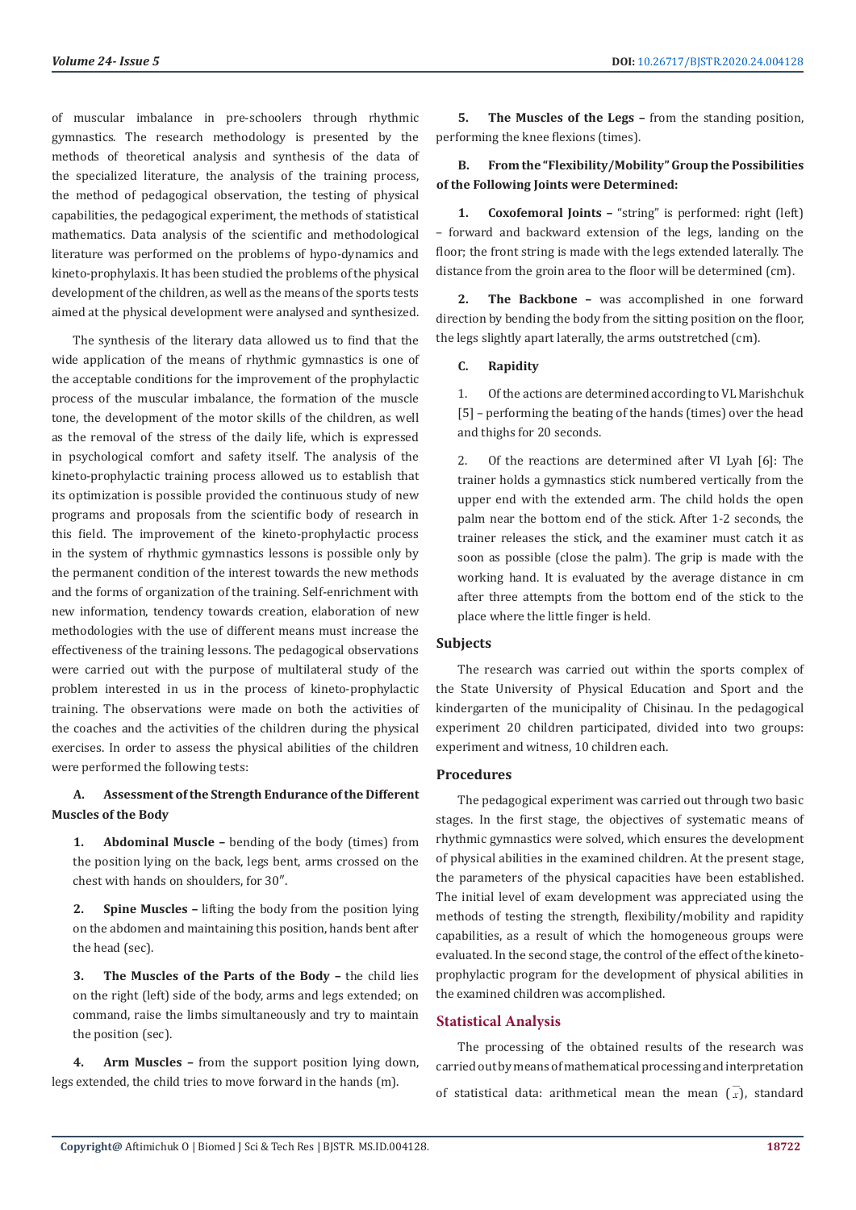of muscular imbalance in pre-schoolers through rhythmic gymnastics. The research methodology is presented by the methods of theoretical analysis and synthesis of the data of the specialized literature, the analysis of the training process, the method of pedagogical observation, the testing of physical capabilities, the pedagogical experiment, the methods of statistical mathematics. Data analysis of the scientific and methodological literature was performed on the problems of hypo-dynamics and kineto-prophylaxis. It has been studied the problems of the physical development of the children, as well as the means of the sports tests aimed at the physical development were analysed and synthesized.

The synthesis of the literary data allowed us to find that the wide application of the means of rhythmic gymnastics is one of the acceptable conditions for the improvement of the prophylactic process of the muscular imbalance, the formation of the muscle tone, the development of the motor skills of the children, as well as the removal of the stress of the daily life, which is expressed in psychological comfort and safety itself. The analysis of the kineto-prophylactic training process allowed us to establish that its optimization is possible provided the continuous study of new programs and proposals from the scientific body of research in this field. The improvement of the kineto-prophylactic process in the system of rhythmic gymnastics lessons is possible only by the permanent condition of the interest towards the new methods and the forms of organization of the training. Self-enrichment with new information, tendency towards creation, elaboration of new methodologies with the use of different means must increase the effectiveness of the training lessons. The pedagogical observations were carried out with the purpose of multilateral study of the problem interested in us in the process of kineto-prophylactic training. The observations were made on both the activities of the coaches and the activities of the children during the physical exercises. In order to assess the physical abilities of the children were performed the following tests:

**A. Assessment of the Strength Endurance of the Different Muscles of the Body**

1. **Abdominal Muscle –** bending of the body (times) from the position lying on the back, legs bent, arms crossed on the chest with hands on shoulders, for 30″.
2. **Spine Muscles –** lifting the body from the position lying on the abdomen and maintaining this position, hands bent after the head (sec).
3. **The Muscles of the Parts of the Body –** the child lies on the right (left) side of the body, arms and legs extended; on command, raise the limbs simultaneously and try to maintain the position (sec).
4. **Arm Muscles –** from the support position lying down, legs extended, the child tries to move forward in the hands (m).
5. **The Muscles of the Legs –** from the standing position, performing the knee flexions (times).

**B. From the "Flexibility/Mobility" Group the Possibilities of the Following Joints were Determined:**

1. **Coxofemoral Joints –** "string" is performed: right (left) – forward and backward extension of the legs, landing on the floor; the front string is made with the legs extended laterally. The distance from the groin area to the floor will be determined (cm).
2. **The Backbone –** was accomplished in one forward direction by bending the body from the sitting position on the floor, the legs slightly apart laterally, the arms outstretched (cm).

**C. Rapidity**

1. Of the actions are determined according to VL Marishchuk [5] – performing the beating of the hands (times) over the head and thighs for 20 seconds.
2. Of the reactions are determined after VI Lyah [6]: The trainer holds a gymnastics stick numbered vertically from the upper end with the extended arm. The child holds the open palm near the bottom end of the stick. After 1-2 seconds, the trainer releases the stick, and the examiner must catch it as soon as possible (close the palm). The grip is made with the working hand. It is evaluated by the average distance in cm after three attempts from the bottom end of the stick to the place where the little finger is held.

### Subjects

The research was carried out within the sports complex of the State University of Physical Education and Sport and the kindergarten of the municipality of Chisinau. In the pedagogical experiment 20 children participated, divided into two groups: experiment and witness, 10 children each.

### Procedures

The pedagogical experiment was carried out through two basic stages. In the first stage, the objectives of systematic means of rhythmic gymnastics were solved, which ensures the development of physical abilities in the examined children. At the present stage, the parameters of the physical capacities have been established. The initial level of exam development was appreciated using the methods of testing the strength, flexibility/mobility and rapidity capabilities, as a result of which the homogeneous groups were evaluated. In the second stage, the control of the effect of the kineto-prophylactic program for the development of physical abilities in the examined children was accomplished.

## Statistical Analysis

The processing of the obtained results of the research was carried out by means of mathematical processing and interpretation of statistical data: arithmetical mean the mean ($\bar{x}$), standard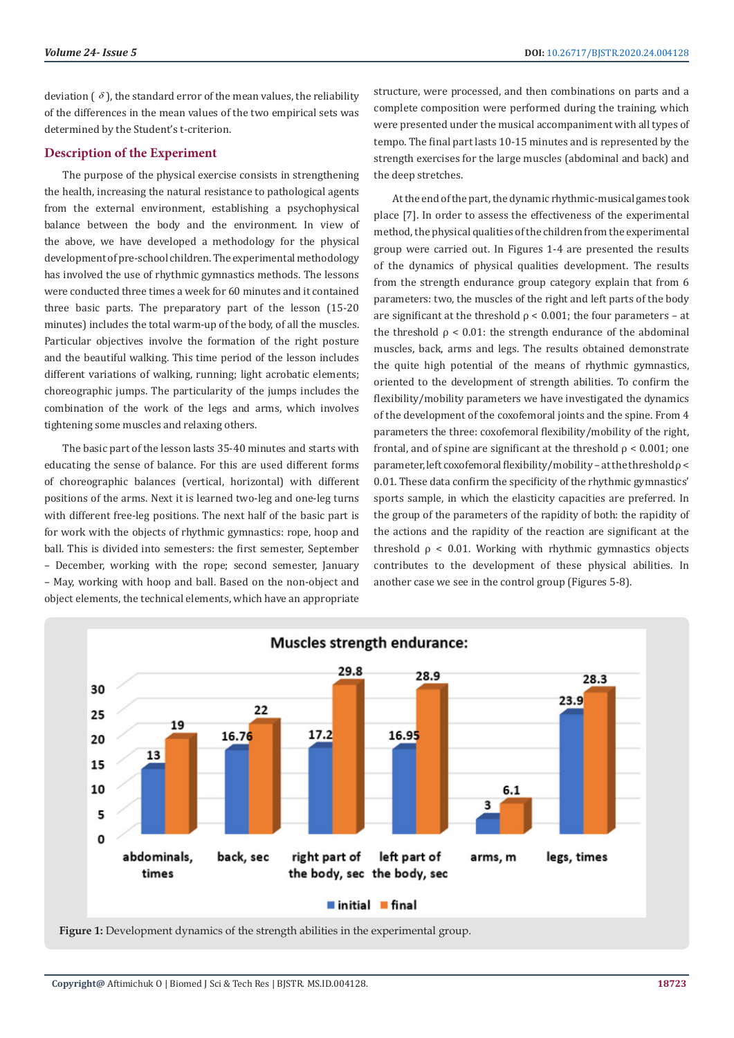deviation ( $\delta$ ), the standard error of the mean values, the reliability of the differences in the mean values of the two empirical sets was determined by the Student's t-criterion.

## Description of the Experiment

The purpose of the physical exercise consists in strengthening the health, increasing the natural resistance to pathological agents from the external environment, establishing a psychophysical balance between the body and the environment. In view of the above, we have developed a methodology for the physical development of pre-school children. The experimental methodology has involved the use of rhythmic gymnastics methods. The lessons were conducted three times a week for 60 minutes and it contained three basic parts. The preparatory part of the lesson (15-20 minutes) includes the total warm-up of the body, of all the muscles. Particular objectives involve the formation of the right posture and the beautiful walking. This time period of the lesson includes different variations of walking, running; light acrobatic elements; choreographic jumps. The particularity of the jumps includes the combination of the work of the legs and arms, which involves tightening some muscles and relaxing others.

The basic part of the lesson lasts 35-40 minutes and starts with educating the sense of balance. For this are used different forms of choreographic balances (vertical, horizontal) with different positions of the arms. Next it is learned two-leg and one-leg turns with different free-leg positions. The next half of the basic part is for work with the objects of rhythmic gymnastics: rope, hoop and ball. This is divided into semesters: the first semester, September – December, working with the rope; second semester, January – May, working with hoop and ball. Based on the non-object and object elements, the technical elements, which have an appropriate structure, were processed, and then combinations on parts and a complete composition were performed during the training, which were presented under the musical accompaniment with all types of tempo. The final part lasts 10-15 minutes and is represented by the strength exercises for the large muscles (abdominal and back) and the deep stretches.

At the end of the part, the dynamic rhythmic-musical games took place [7]. In order to assess the effectiveness of the experimental method, the physical qualities of the children from the experimental group were carried out. In Figures 1-4 are presented the results of the dynamics of physical qualities development. The results from the strength endurance group category explain that from 6 parameters: two, the muscles of the right and left parts of the body are significant at the threshold $\rho < 0.001$; the four parameters – at the threshold $\rho < 0.01$: the strength endurance of the abdominal muscles, back, arms and legs. The results obtained demonstrate the quite high potential of the means of rhythmic gymnastics, oriented to the development of strength abilities. To confirm the flexibility/mobility parameters we have investigated the dynamics of the development of the coxofemoral joints and the spine. From 4 parameters the three: coxofemoral flexibility/mobility of the right, frontal, and of spine are significant at the threshold $\rho < 0.001$; one parameter, left coxofemoral flexibility/mobility – at the threshold $\rho < 0.01$. These data confirm the specificity of the rhythmic gymnastics' sports sample, in which the elasticity capacities are preferred. In the group of the parameters of the rapidity of both: the rapidity of the actions and the rapidity of the reaction are significant at the threshold $\rho < 0.01$. Working with rhythmic gymnastics objects contributes to the development of these physical abilities. In another case we see in the control group (Figures 5-8).

**Figure 1:** Development dynamics of the strength abilities in the experimental group.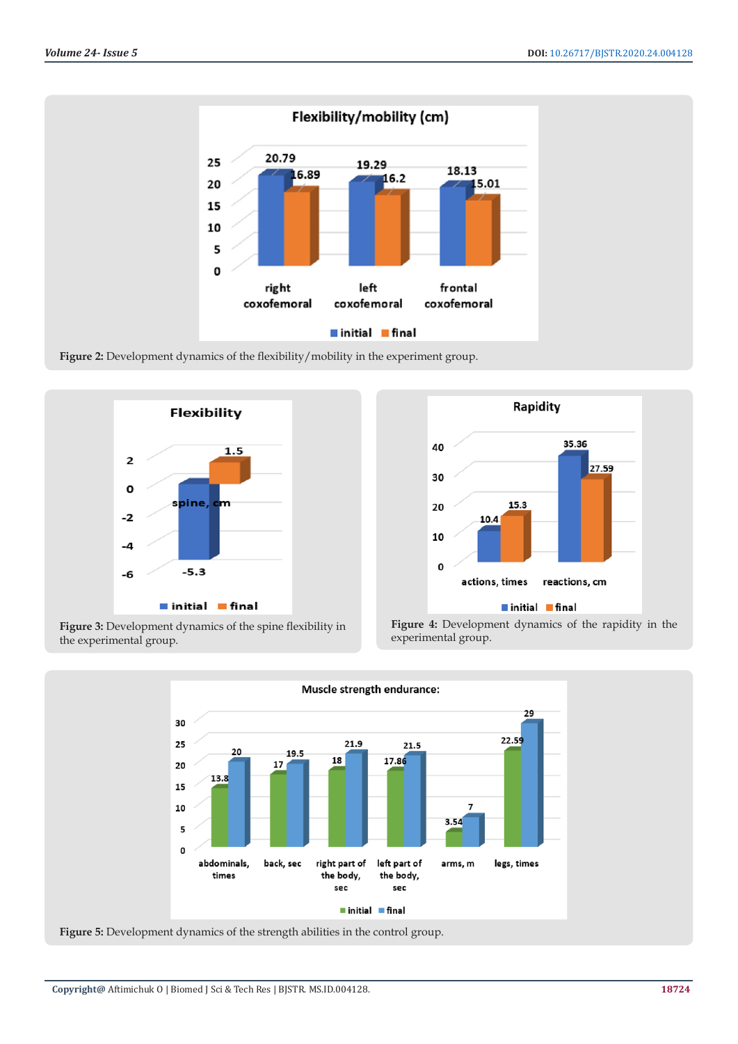Figure 2: Development dynamics of the flexibility/mobility in the experiment group.

Figure 3: Development dynamics of the spine flexibility in the experimental group.

Figure 4: Development dynamics of the rapidity in the experimental group.

Figure 5: Development dynamics of the strength abilities in the control group.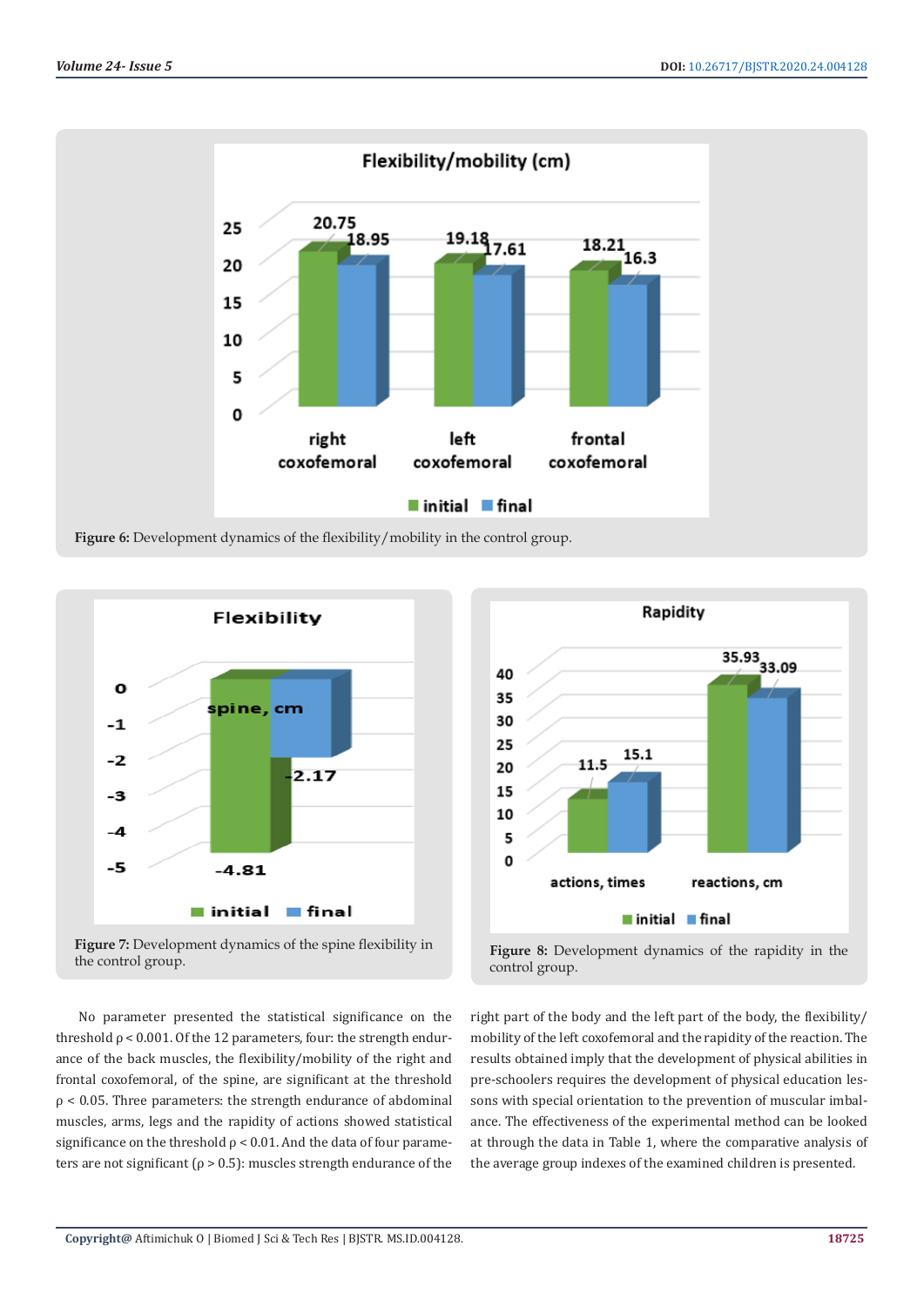Figure 6: Development dynamics of the flexibility/mobility in the control group.

Figure 7: Development dynamics of the spine flexibility in the control group.

Figure 8: Development dynamics of the rapidity in the control group.

No parameter presented the statistical significance on the threshold $\rho < 0.001$. Of the 12 parameters, four: the strength endurance of the back muscles, the flexibility/mobility of the right and frontal coxofemoral, of the spine, are significant at the threshold $\rho < 0.05$. Three parameters: the strength endurance of abdominal muscles, arms, legs and the rapidity of actions showed statistical significance on the threshold $\rho < 0.01$. And the data of four parameters are not significant ($\rho > 0.5$): muscles strength endurance of the right part of the body and the left part of the body, the flexibility/mobility of the left coxofemoral and the rapidity of the reaction. The results obtained imply that the development of physical abilities in pre-schoolers requires the development of physical education lessons with special orientation to the prevention of muscular imbalance. The effectiveness of the experimental method can be looked at through the data in Table 1, where the comparative analysis of the average group indexes of the examined children is presented.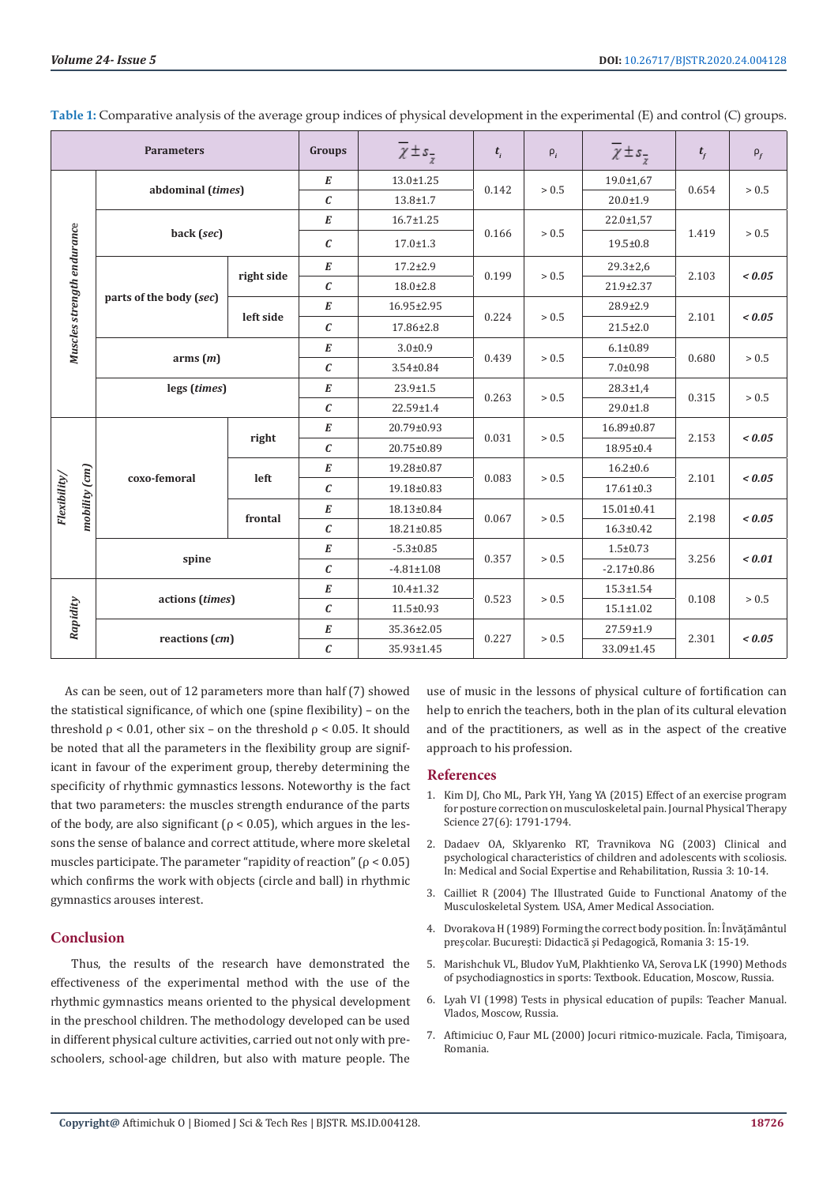**Table 1:** Comparative analysis of the average group indices of physical development in the experimental (E) and control (C) groups.

| Parameters | | | Groups | $\overline{\chi} \pm s_{\overline{\chi}}$ | $t_i$ | $\rho_i$ | $\overline{\chi} \pm s_{\overline{\chi}}$ | $t_f$ | $\rho_f$ |
|---|---|---|---|---|---|---|---|---|---|
| *Muscles strength endurance* | abdominal (*times*) | | *E* | 13.0±1.25 | 0.142 | > 0.5 | 19.0±1,67 | 0.654 | > 0.5 |
| | | | *C* | 13.8±1.7 | | | 20.0±1.9 | | |
| | back (*sec*) | | *E* | 16.7±1.25 | 0.166 | > 0.5 | 22.0±1,57 | 1.419 | > 0.5 |
| | | | *C* | 17.0±1.3 | | | 19.5±0.8 | | |
| | parts of the body (*sec*) | right side | *E* | 17.2±2.9 | 0.199 | > 0.5 | 29.3±2,6 | 2.103 | ***< 0.05*** |
| | | | *C* | 18.0±2.8 | | | 21.9±2.37 | | |
| | | left side | *E* | 16.95±2.95 | 0.224 | > 0.5 | 28.9±2.9 | 2.101 | ***< 0.05*** |
| | | | *C* | 17.86±2.8 | | | 21.5±2.0 | | |
| | arms (*m*) | | *E* | 3.0±0.9 | 0.439 | > 0.5 | 6.1±0.89 | 0.680 | > 0.5 |
| | | | *C* | 3.54±0.84 | | | 7.0±0.98 | | |
| | legs (*times*) | | *E* | 23.9±1.5 | 0.263 | > 0.5 | 28.3±1,4 | 0.315 | > 0.5 |
| | | | *C* | 22.59±1.4 | | | 29.0±1.8 | | |
| *Flexibility/ mobility (cm)* | coxo-femoral | right | *E* | 20.79±0.93 | 0.031 | > 0.5 | 16.89±0.87 | 2.153 | ***< 0.05*** |
| | | | *C* | 20.75±0.89 | | | 18.95±0.4 | | |
| | | left | *E* | 19.28±0.87 | 0.083 | > 0.5 | 16.2±0.6 | 2.101 | ***< 0.05*** |
| | | | *C* | 19.18±0.83 | | | 17.61±0.3 | | |
| | | frontal | *E* | 18.13±0.84 | 0.067 | > 0.5 | 15.01±0.41 | 2.198 | ***< 0.05*** |
| | | | *C* | 18.21±0.85 | | | 16.3±0.42 | | |
| | spine | | *E* | -5.3±0.85 | 0.357 | > 0.5 | 1.5±0.73 | 3.256 | ***< 0.01*** |
| | | | *C* | -4.81±1.08 | | | -2.17±0.86 | | |
| *Rapidity* | actions (*times*) | | *E* | 10.4±1.32 | 0.523 | > 0.5 | 15.3±1.54 | 0.108 | > 0.5 |
| | | | *C* | 11.5±0.93 | | | 15.1±1.02 | | |
| | reactions (*cm*) | | *E* | 35.36±2.05 | 0.227 | > 0.5 | 27.59±1.9 | 2.301 | ***< 0.05*** |
| | | | *C* | 35.93±1.45 | | | 33.09±1.45 | | |

As can be seen, out of 12 parameters more than half (7) showed the statistical significance, of which one (spine flexibility) – on the threshold $\rho < 0.01$, other six – on the threshold $\rho < 0.05$. It should be noted that all the parameters in the flexibility group are significant in favour of the experiment group, thereby determining the specificity of rhythmic gymnastics lessons. Noteworthy is the fact that two parameters: the muscles strength endurance of the parts of the body, are also significant ($\rho < 0.05$), which argues in the lessons the sense of balance and correct attitude, where more skeletal muscles participate. The parameter "rapidity of reaction" ($\rho < 0.05$) which confirms the work with objects (circle and ball) in rhythmic gymnastics arouses interest.

## Conclusion

Thus, the results of the research have demonstrated the effectiveness of the experimental method with the use of the rhythmic gymnastics means oriented to the physical development in the preschool children. The methodology developed can be used in different physical culture activities, carried out not only with preschoolers, school-age children, but also with mature people. The use of music in the lessons of physical culture of fortification can help to enrich the teachers, both in the plan of its cultural elevation and of the practitioners, as well as in the aspect of the creative approach to his profession.

## References

1. Kim DJ, Cho ML, Park YH, Yang YA (2015) Effect of an exercise program for posture correction on musculoskeletal pain. Journal Physical Therapy Science 27(6): 1791-1794.
2. Dadaev OA, Sklyarenko RT, Travnikova NG (2003) Clinical and psychological characteristics of children and adolescents with scoliosis. In: Medical and Social Expertise and Rehabilitation, Russia 3: 10-14.
3. Cailliet R (2004) The Illustrated Guide to Functional Anatomy of the Musculoskeletal System. USA, Amer Medical Association.
4. Dvorakova H (1989) Forming the correct body position. În: Învăţământul preşcolar. Bucureşti: Didactică şi Pedagogică, Romania 3: 15-19.
5. Marishchuk VL, Bludov YuM, Plakhtienko VA, Serova LK (1990) Methods of psychodiagnostics in sports: Textbook. Education, Moscow, Russia.
6. Lyah VI (1998) Tests in physical education of pupils: Teacher Manual. Vlados, Moscow, Russia.
7. Aftimiciuc O, Faur ML (2000) Jocuri ritmico-muzicale. Facla, Timişoara, Romania.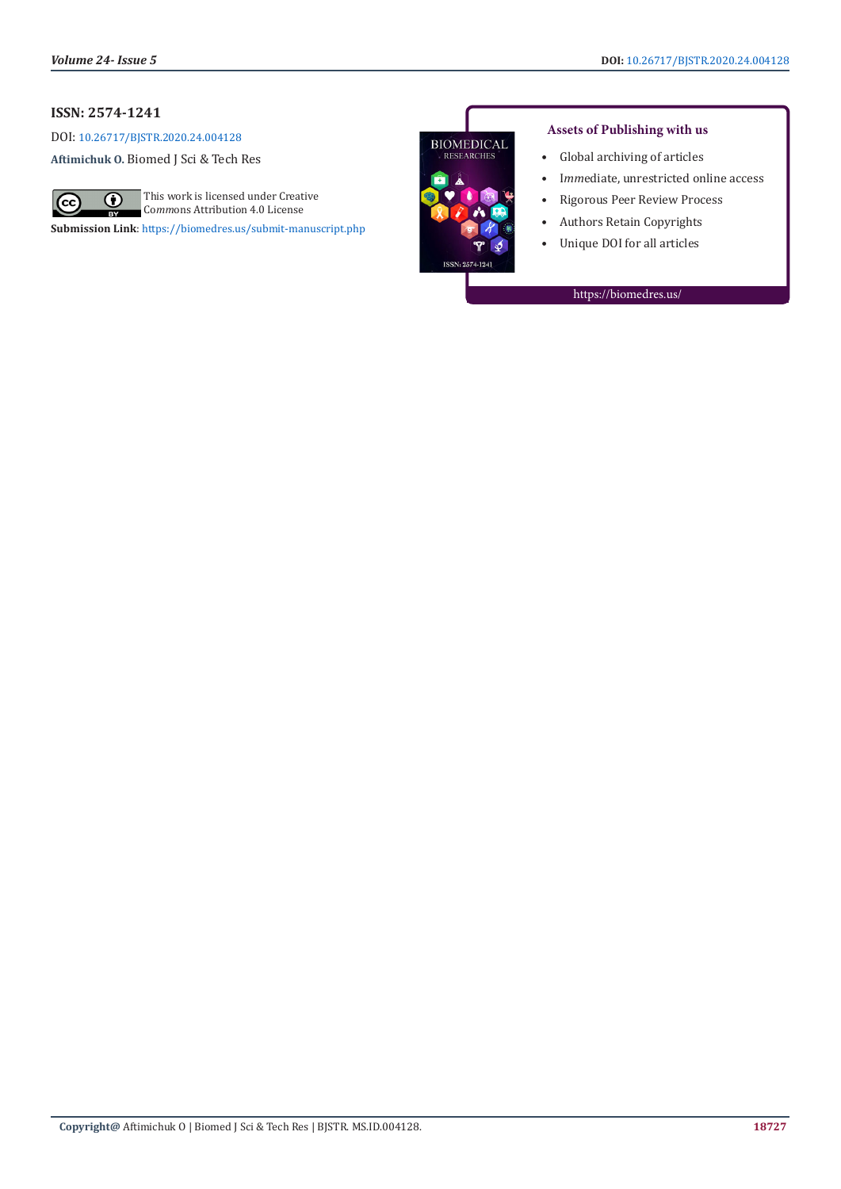**ISSN: 2574-1241**

DOI: 10.26717/BJSTR.2020.24.004128

**Aftimichuk O.** Biomed J Sci & Tech Res

This work is licensed under Creative Commons Attribution 4.0 License

**Submission Link**: https://biomedres.us/submit-manuscript.php

### Assets of Publishing with us

- Global archiving of articles
- Immediate, unrestricted online access
- Rigorous Peer Review Process
- Authors Retain Copyrights
- Unique DOI for all articles

https://biomedres.us/